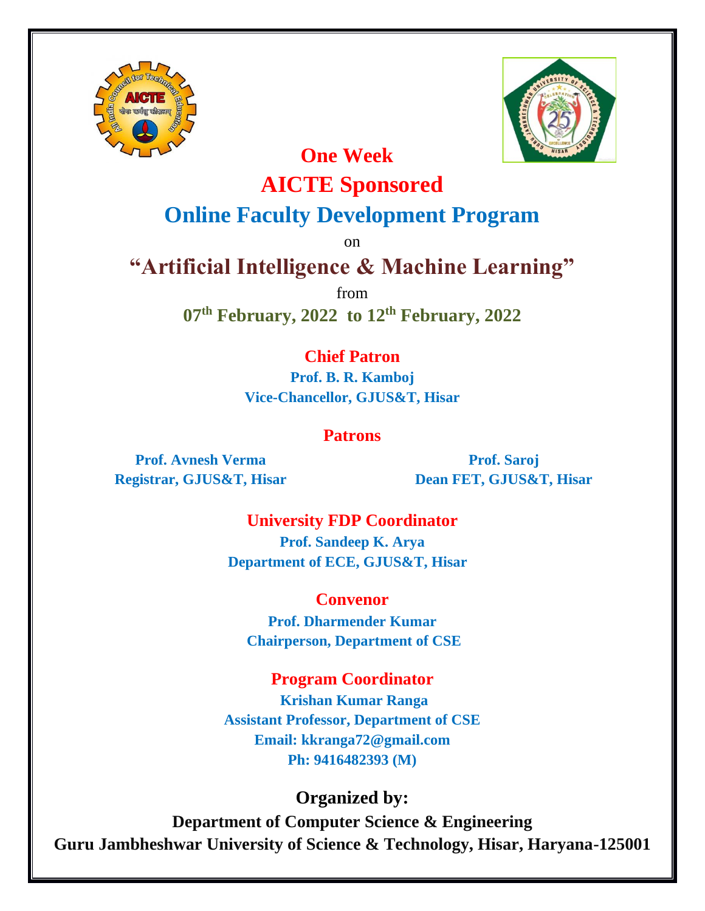# One Week

# AICTE Sponsored

# Online Faculty Development Program

on

# "Artificial Intelligence & Machine Learning"

from

**07th February, 2022 to 12th February, 2022**

## Chief Patron

**Prof. B. R. Kamboj**
**Vice-Chancellor, GJUS&T, Hisar**

## Patrons

**Prof. Avnesh Verma**
**Registrar, GJUS&T, Hisar**

**Prof. Saroj**
**Dean FET, GJUS&T, Hisar**

## University FDP Coordinator

**Prof. Sandeep K. Arya**
**Department of ECE, GJUS&T, Hisar**

## Convenor

**Prof. Dharmender Kumar**
**Chairperson, Department of CSE**

## Program Coordinator

**Krishan Kumar Ranga**
**Assistant Professor, Department of CSE**
**Email: kkranga72@gmail.com**
**Ph: 9416482393 (M)**

## Organized by:

**Department of Computer Science & Engineering**
**Guru Jambheshwar University of Science & Technology, Hisar, Haryana-125001**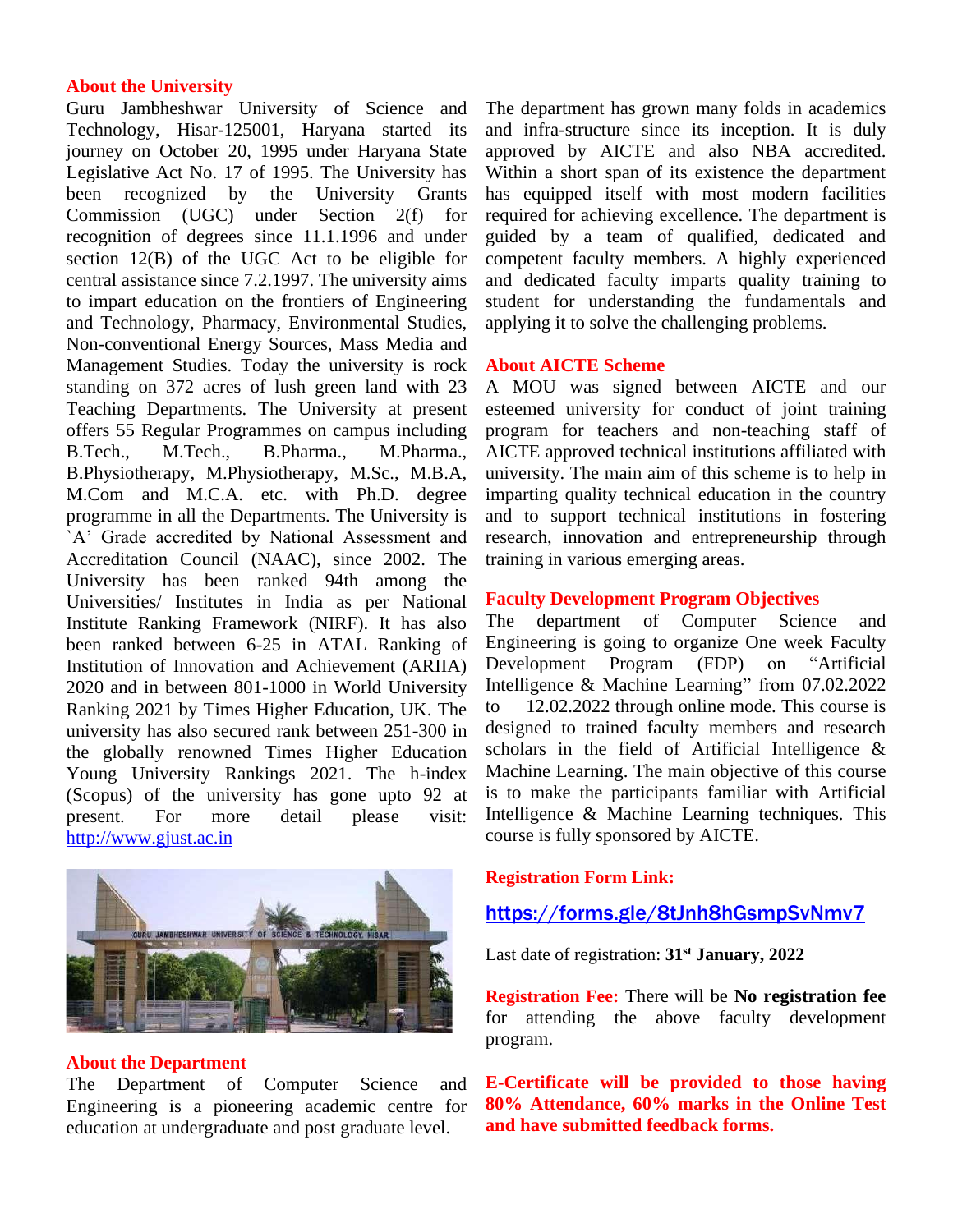## About the University

Guru Jambheshwar University of Science and Technology, Hisar-125001, Haryana started its journey on October 20, 1995 under Haryana State Legislative Act No. 17 of 1995. The University has been recognized by the University Grants Commission (UGC) under Section 2(f) for recognition of degrees since 11.1.1996 and under section 12(B) of the UGC Act to be eligible for central assistance since 7.2.1997. The university aims to impart education on the frontiers of Engineering and Technology, Pharmacy, Environmental Studies, Non-conventional Energy Sources, Mass Media and Management Studies. Today the university is rock standing on 372 acres of lush green land with 23 Teaching Departments. The University at present offers 55 Regular Programmes on campus including B.Tech., M.Tech., B.Pharma., M.Pharma., B.Physiotherapy, M.Physiotherapy, M.Sc., M.B.A, M.Com and M.C.A. etc. with Ph.D. degree programme in all the Departments. The University is `A' Grade accredited by National Assessment and Accreditation Council (NAAC), since 2002. The University has been ranked 94th among the Universities/ Institutes in India as per National Institute Ranking Framework (NIRF). It has also been ranked between 6-25 in ATAL Ranking of Institution of Innovation and Achievement (ARIIA) 2020 and in between 801-1000 in World University Ranking 2021 by Times Higher Education, UK. The university has also secured rank between 251-300 in the globally renowned Times Higher Education Young University Rankings 2021. The h-index (Scopus) of the university has gone upto 92 at present. For more detail please visit: http://www.gjust.ac.in

## About the Department

The Department of Computer Science and Engineering is a pioneering academic centre for education at undergraduate and post graduate level. The department has grown many folds in academics and infra-structure since its inception. It is duly approved by AICTE and also NBA accredited. Within a short span of its existence the department has equipped itself with most modern facilities required for achieving excellence. The department is guided by a team of qualified, dedicated and competent faculty members. A highly experienced and dedicated faculty imparts quality training to student for understanding the fundamentals and applying it to solve the challenging problems.

## About AICTE Scheme

A MOU was signed between AICTE and our esteemed university for conduct of joint training program for teachers and non-teaching staff of AICTE approved technical institutions affiliated with university. The main aim of this scheme is to help in imparting quality technical education in the country and to support technical institutions in fostering research, innovation and entrepreneurship through training in various emerging areas.

## Faculty Development Program Objectives

The department of Computer Science and Engineering is going to organize One week Faculty Development Program (FDP) on "Artificial Intelligence & Machine Learning" from 07.02.2022 to 12.02.2022 through online mode. This course is designed to trained faculty members and research scholars in the field of Artificial Intelligence & Machine Learning. The main objective of this course is to make the participants familiar with Artificial Intelligence & Machine Learning techniques. This course is fully sponsored by AICTE.

**Registration Form Link:**

https://forms.gle/8tJnh8hGsmpSvNmv7

Last date of registration: **31st January, 2022**

**Registration Fee:** There will be **No registration fee** for attending the above faculty development program.

**E-Certificate will be provided to those having 80% Attendance, 60% marks in the Online Test and have submitted feedback forms.**